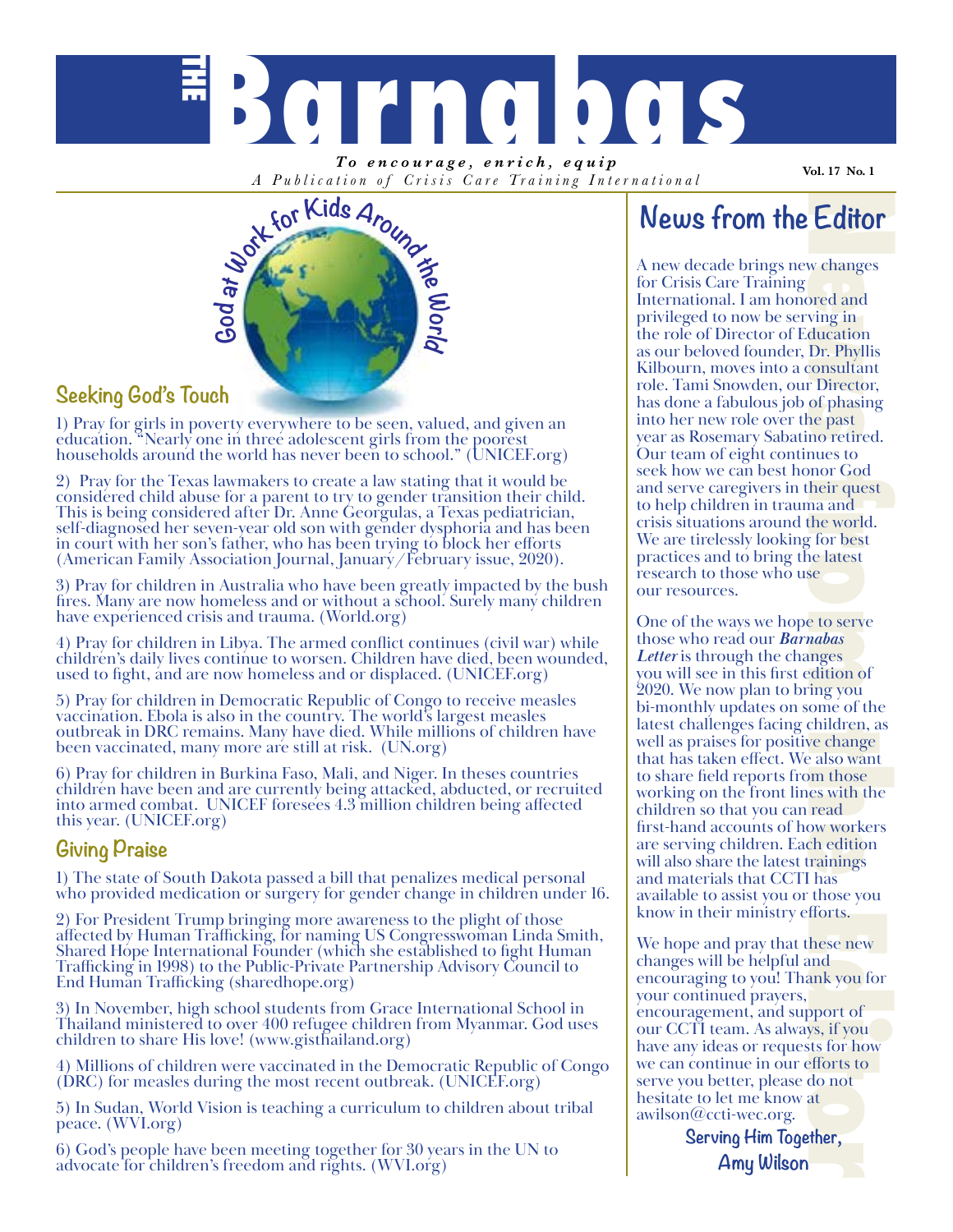# THE Barnabas

***To encourage, enrich, equip***

*A Publication of Crisis Care Training International*

Vol. 17 No. 1

God at Work for Kids Around the World

## Seeking God's Touch

1) Pray for girls in poverty everywhere to be seen, valued, and given an education. "Nearly one in three adolescent girls from the poorest households around the world has never been to school." (UNICEF.org)

2) Pray for the Texas lawmakers to create a law stating that it would be considered child abuse for a parent to try to gender transition their child. This is being considered after Dr. Anne Georgulas, a Texas pediatrician, self-diagnosed her seven-year old son with gender dysphoria and has been in court with her son's father, who has been trying to block her efforts (American Family Association Journal, January/February issue, 2020).

3) Pray for children in Australia who have been greatly impacted by the bush fires. Many are now homeless and or without a school. Surely many children have experienced crisis and trauma. (World.org)

4) Pray for children in Libya. The armed conflict continues (civil war) while children's daily lives continue to worsen. Children have died, been wounded, used to fight, and are now homeless and or displaced. (UNICEF.org)

5) Pray for children in Democratic Republic of Congo to receive measles vaccination. Ebola is also in the country. The world's largest measles outbreak in DRC remains. Many have died. While millions of children have been vaccinated, many more are still at risk. (UN.org)

6) Pray for children in Burkina Faso, Mali, and Niger. In theses countries children have been and are currently being attacked, abducted, or recruited into armed combat. UNICEF foresees 4.3 million children being affected this year. (UNICEF.org)

## Giving Praise

1) The state of South Dakota passed a bill that penalizes medical personal who provided medication or surgery for gender change in children under 16.

2) For President Trump bringing more awareness to the plight of those affected by Human Trafficking, for naming US Congresswoman Linda Smith, Shared Hope International Founder (which she established to fight Human Trafficking in 1998) to the Public-Private Partnership Advisory Council to End Human Trafficking (sharedhope.org)

3) In November, high school students from Grace International School in Thailand ministered to over 400 refugee children from Myanmar. God uses children to share His love! (www.gisthailand.org)

4) Millions of children were vaccinated in the Democratic Republic of Congo (DRC) for measles during the most recent outbreak. (UNICEF.org)

5) In Sudan, World Vision is teaching a curriculum to children about tribal peace. (WVI.org)

6) God's people have been meeting together for 30 years in the UN to advocate for children's freedom and rights. (WVI.org)

## News from the Editor

A new decade brings new changes for Crisis Care Training International. I am honored and privileged to now be serving in the role of Director of Education as our beloved founder, Dr. Phyllis Kilbourn, moves into a consultant role. Tami Snowden, our Director, has done a fabulous job of phasing into her new role over the past year as Rosemary Sabatino retired. Our team of eight continues to seek how we can best honor God and serve caregivers in their quest to help children in trauma and crisis situations around the world. We are tirelessly looking for best practices and to bring the latest research to those who use our resources.

One of the ways we hope to serve those who read our ***Barnabas Letter*** is through the changes you will see in this first edition of 2020. We now plan to bring you bi-monthly updates on some of the latest challenges facing children, as well as praises for positive change that has taken effect. We also want to share field reports from those working on the front lines with the children so that you can read first-hand accounts of how workers are serving children. Each edition will also share the latest trainings and materials that CCTI has available to assist you or those you know in their ministry efforts.

We hope and pray that these new changes will be helpful and encouraging to you! Thank you for your continued prayers, encouragement, and support of our CCTI team. As always, if you have any ideas or requests for how we can continue in our efforts to serve you better, please do not hesitate to let me know at awilson@ccti-wec.org.

**Serving Him Together,**
**Amy Wilson**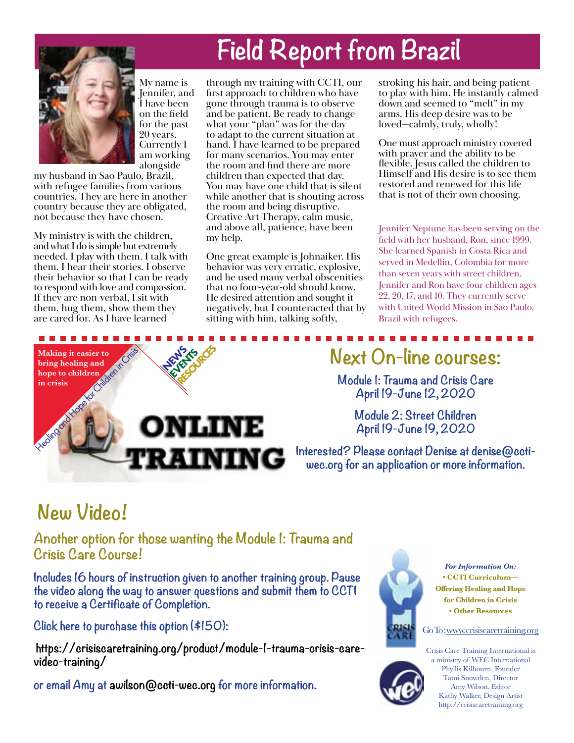# Field Report from Brazil

My name is Jennifer, and I have been on the field for the past 20 years. Currently I am working alongside my husband in Sao Paulo, Brazil, with refugee families from various countries. They are here in another country because they are obligated, not because they have chosen.

My ministry is with the children, and what I do is simple but extremely needed. I play with them. I talk with them. I hear their stories. I observe their behavior so that I can be ready to respond with love and compassion. If they are non-verbal, I sit with them, hug them, show them they are cared for. As I have learned through my training with CCTI, our first approach to children who have gone through trauma is to observe and be patient. Be ready to change what your "plan" was for the day to adapt to the current situation at hand. I have learned to be prepared for many scenarios. You may enter the room and find there are more children than expected that day. You may have one child that is silent while another that is shouting across the room and being disruptive. Creative Art Therapy, calm music, and above all, patience, have been my help.

One great example is Johnaiker. His behavior was very erratic, explosive, and he used many verbal obscenities that no four-year-old should know. He desired attention and sought it negatively, but I counteracted that by sitting with him, talking softly, stroking his hair, and being patient to play with him. He instantly calmed down and seemed to "melt" in my arms. His deep desire was to be loved—calmly, truly, wholly!

One must approach ministry covered with prayer and the ability to be flexible. Jesus called the children to Himself and His desire is to see them restored and renewed for this life that is not of their own choosing.

Jennifer Neptune has been serving on the field with her husband, Ron, since 1999. She learned Spanish in Costa Rica and served in Medellin, Colombia for more than seven years with street children. Jennifer and Ron have four children ages 22, 20, 17, and 10. They currently serve with United World Mission in Sao Paulo, Brazil with refugees.

**Making it easier to bring healing and hope to children in crisis**

Healing and Hope for Children in Crisis

NEWS EVENTS RESOURCES

ONLINE TRAINING

## Next On-line courses:

**Module 1: Trauma and Crisis Care**
**April 19-June 12, 2020**

**Module 2: Street Children**
**April 19-June 19, 2020**

**Interested? Please contact Denise at denise@ccti-wec.org for an application or more information.**

## New Video!

### Another option for those wanting the Module 1: Trauma and Crisis Care Course!

**Includes 16 hours of instruction given to another training group. Pause the video along the way to answer questions and submit them to CCTI to receive a Certificate of Completion.**

Click here to purchase this option ($150):

**https://crisiscaretraining.org/product/module-1-trauma-crisis-care-video-training/**

or email Amy at **awilson@ccti-wec.org** for more information.

***For Information On:***
**• CCTI Curriculum—Offering Healing and Hope for Children in Crisis**
**• Other Resources**

Go To: www.crisiscaretraining.org

Crisis Care Training International is a ministry of WEC International
Phyllis Kilbourn, Founder
Tami Snowden, Director
Amy Wilson, Editor
Kathy Walker, Design Artist
http://crisiscaretraining.org